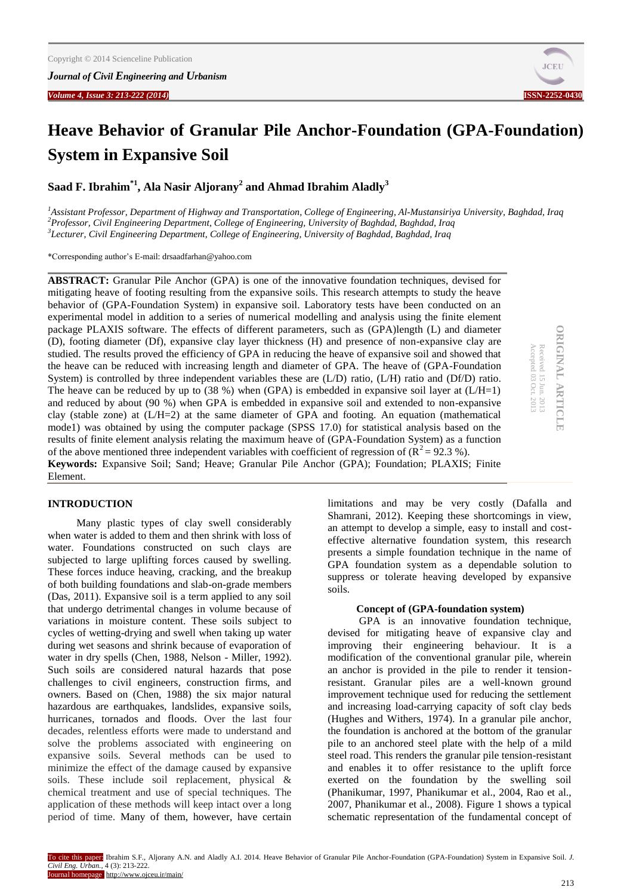# Heave Behavior of Granular Pile Anchor-Foundation (GPA-Foundation) System in Expansive Soil

**Saad F. Ibrahim[1]*, Ala Nasir Aljorany[2] and Ahmad Ibrahim Aladly[3]**

*[1]Assistant Professor, Department of Highway and Transportation, College of Engineering, Al-Mustansiriya University, Baghdad, Iraq*
*[2]Professor, Civil Engineering Department, College of Engineering, University of Baghdad, Baghdad, Iraq*
*[3]Lecturer, Civil Engineering Department, College of Engineering, University of Baghdad, Baghdad, Iraq*

*Corresponding author's E-mail: drsaadfarhan@yahoo.com

**ORIGINAL ARTICLE**
Received 15 Jun. 2013
Accepted 03 Oct. 2013

**ABSTRACT:** Granular Pile Anchor (GPA) is one of the innovative foundation techniques, devised for mitigating heave of footing resulting from the expansive soils. This research attempts to study the heave behavior of (GPA-Foundation System) in expansive soil. Laboratory tests have been conducted on an experimental model in addition to a series of numerical modelling and analysis using the finite element package PLAXIS software. The effects of different parameters, such as (GPA)length (L) and diameter (D), footing diameter (Df), expansive clay layer thickness (H) and presence of non-expansive clay are studied. The results proved the efficiency of GPA in reducing the heave of expansive soil and showed that the heave can be reduced with increasing length and diameter of GPA. The heave of (GPA-Foundation System) is controlled by three independent variables these are (L/D) ratio, (L/H) ratio and (Df/D) ratio. The heave can be reduced by up to (38 %) when (GPA) is embedded in expansive soil layer at (L/H=1) and reduced by about (90 %) when GPA is embedded in expansive soil and extended to non-expansive clay (stable zone) at (L/H=2) at the same diameter of GPA and footing. An equation (mathematical mode1) was obtained by using the computer package (SPSS 17.0) for statistical analysis based on the results of finite element analysis relating the maximum heave of (GPA-Foundation System) as a function of the above mentioned three independent variables with coefficient of regression of ($R^2 = 92.3$ %).

**Keywords:** Expansive Soil; Sand; Heave; Granular Pile Anchor (GPA); Foundation; PLAXIS; Finite Element.

## INTRODUCTION

Many plastic types of clay swell considerably when water is added to them and then shrink with loss of water. Foundations constructed on such clays are subjected to large uplifting forces caused by swelling. These forces induce heaving, cracking, and the breakup of both building foundations and slab-on-grade members (Das, 2011). Expansive soil is a term applied to any soil that undergo detrimental changes in volume because of variations in moisture content. These soils subject to cycles of wetting-drying and swell when taking up water during wet seasons and shrink because of evaporation of water in dry spells (Chen, 1988, Nelson - Miller, 1992). Such soils are considered natural hazards that pose challenges to civil engineers, construction firms, and owners. Based on (Chen, 1988) the six major natural hazardous are earthquakes, landslides, expansive soils, hurricanes, tornados and floods. Over the last four decades, relentless efforts were made to understand and solve the problems associated with engineering on expansive soils. Several methods can be used to minimize the effect of the damage caused by expansive soils. These include soil replacement, physical & chemical treatment and use of special techniques. The application of these methods will keep intact over a long period of time. Many of them, however, have certain limitations and may be very costly (Dafalla and Shamrani, 2012). Keeping these shortcomings in view, an attempt to develop a simple, easy to install and cost-effective alternative foundation system, this research presents a simple foundation technique in the name of GPA foundation system as a dependable solution to suppress or tolerate heaving developed by expansive soils.

### Concept of (GPA-foundation system)

GPA is an innovative foundation technique, devised for mitigating heave of expansive clay and improving their engineering behaviour. It is a modification of the conventional granular pile, wherein an anchor is provided in the pile to render it tension-resistant. Granular piles are a well-known ground improvement technique used for reducing the settlement and increasing load-carrying capacity of soft clay beds (Hughes and Withers, 1974). In a granular pile anchor, the foundation is anchored at the bottom of the granular pile to an anchored steel plate with the help of a mild steel road. This renders the granular pile tension-resistant and enables it to offer resistance to the uplift force exerted on the foundation by the swelling soil (Phanikumar, 1997, Phanikumar et al., 2004, Rao et al., 2007, Phanikumar et al., 2008). Figure 1 shows a typical schematic representation of the fundamental concept of

To cite this paper: Ibrahim S.F., Aljorany A.N. and Aladly A.I. 2014. Heave Behavior of Granular Pile Anchor-Foundation (GPA-Foundation) System in Expansive Soil. *J. Civil Eng. Urban.*, 4 (3): 213-222.
Journal homepage: http://www.ojceu.ir/main/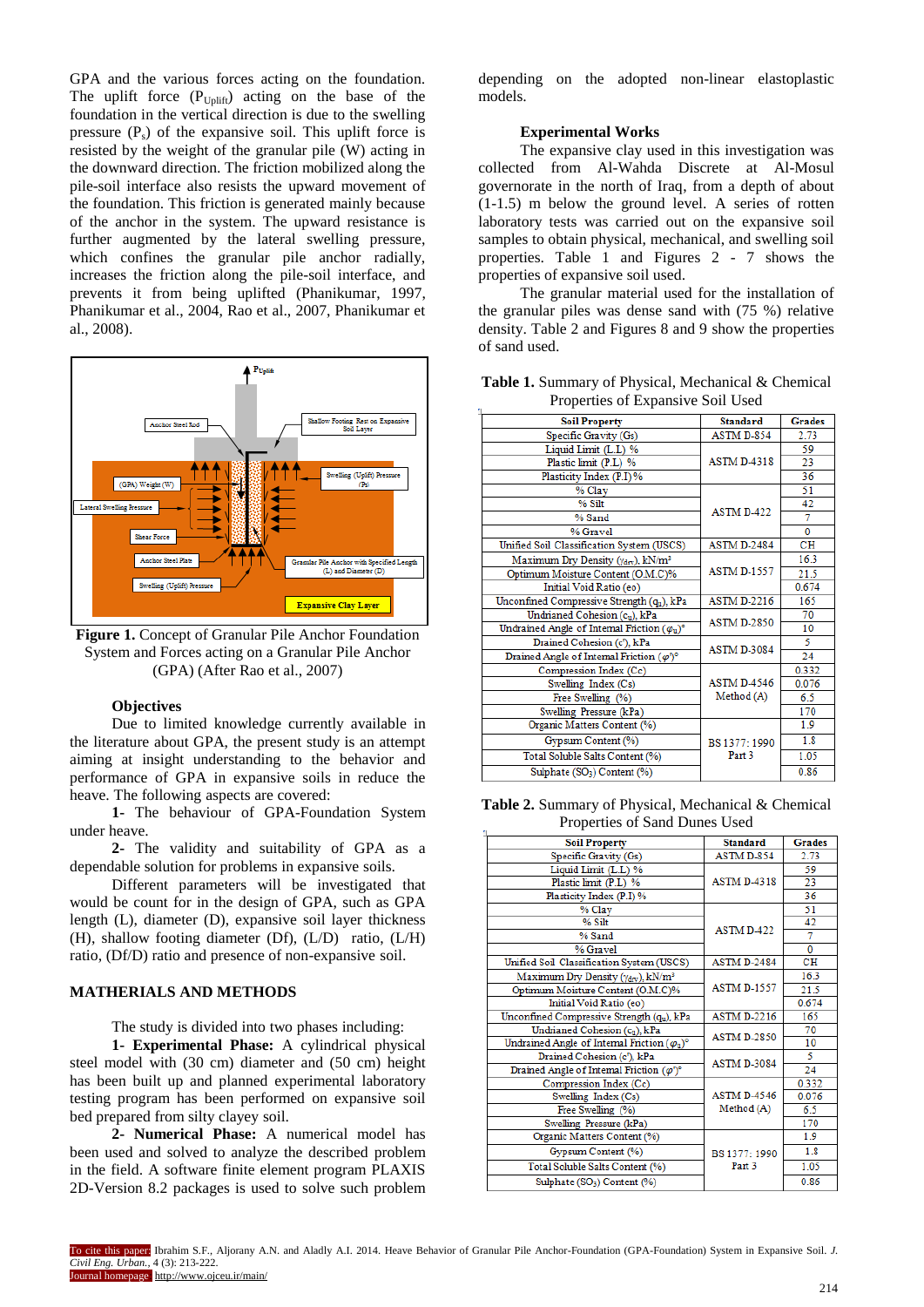GPA and the various forces acting on the foundation. The uplift force ($P_{Uplift}$) acting on the base of the foundation in the vertical direction is due to the swelling pressure ($P_s$) of the expansive soil. This uplift force is resisted by the weight of the granular pile (W) acting in the downward direction. The friction mobilized along the pile-soil interface also resists the upward movement of the foundation. This friction is generated mainly because of the anchor in the system. The upward resistance is further augmented by the lateral swelling pressure, which confines the granular pile anchor radially, increases the friction along the pile-soil interface, and prevents it from being uplifted (Phanikumar, 1997, Phanikumar et al., 2004, Rao et al., 2007, Phanikumar et al., 2008).

**Figure 1.** Concept of Granular Pile Anchor Foundation System and Forces acting on a Granular Pile Anchor (GPA) (After Rao et al., 2007)

### Objectives

Due to limited knowledge currently available in the literature about GPA, the present study is an attempt aiming at insight understanding to the behavior and performance of GPA in expansive soils in reduce the heave. The following aspects are covered:

**1-** The behaviour of GPA-Foundation System under heave.

**2-** The validity and suitability of GPA as a dependable solution for problems in expansive soils.

Different parameters will be investigated that would be count for in the design of GPA, such as GPA length (L), diameter (D), expansive soil layer thickness (H), shallow footing diameter (Df), (L/D) ratio, (L/H) ratio, (Df/D) ratio and presence of non-expansive soil.

## MATHERIALS AND METHODS

The study is divided into two phases including:

**1- Experimental Phase:** A cylindrical physical steel model with (30 cm) diameter and (50 cm) height has been built up and planned experimental laboratory testing program has been performed on expansive soil bed prepared from silty clayey soil.

**2- Numerical Phase:** A numerical model has been used and solved to analyze the described problem in the field. A software finite element program PLAXIS 2D-Version 8.2 packages is used to solve such problem depending on the adopted non-linear elastoplastic models.

### Experimental Works

The expansive clay used in this investigation was collected from Al-Wahda Discrete at Al-Mosul governorate in the north of Iraq, from a depth of about (1-1.5) m below the ground level. A series of rotten laboratory tests was carried out on the expansive soil samples to obtain physical, mechanical, and swelling soil properties. Table 1 and Figures 2 - 7 shows the properties of expansive soil used.

The granular material used for the installation of the granular piles was dense sand with (75 %) relative density. Table 2 and Figures 8 and 9 show the properties of sand used.

**Table 1.** Summary of Physical, Mechanical & Chemical Properties of Expansive Soil Used

| Soil Property | Standard | Grades |
|---|---|---|
| Specific Gravity (Gs) | ASTM D-854 | 2.73 |
| Liquid Limit (L.L) % | ASTM D-4318 | 59 |
| Plastic limit (P.L) % | | 23 |
| Plasticity Index (P.I) % | | 36 |
| % Clay | ASTM D-422 | 51 |
| % Silt | | 42 |
| % Sand | | 7 |
| % Gravel | | 0 |
| Unified Soil Classification System (USCS) | ASTM D-2484 | CH |
| Maximum Dry Density ($\gamma_{dry}$), kN/m³ | ASTM D-1557 | 16.3 |
| Optimum Moisture Content (O.M.C)% | | 21.5 |
| Initial Void Ratio (eo) | | 0.674 |
| Unconfined Compressive Strength ($q_u$), kPa | ASTM D-2216 | 165 |
| Undrained Cohesion ($c_u$), kPa | ASTM D-2850 | 70 |
| Undrained Angle of Internal Friction ($\varphi_u$)° | | 10 |
| Drained Cohesion (c'), kPa | ASTM D-3084 | 5 |
| Drained Angle of Internal Friction ($\varphi'$)° | | 24 |
| Compression Index (Cc) | ASTM D-4546 Method (A) | 0.332 |
| Swelling Index (Cs) | | 0.076 |
| Free Swelling (%) | | 6.5 |
| Swelling Pressure (kPa) | | 170 |
| Organic Matters Content (%) | BS 1377: 1990 Part 3 | 1.9 |
| Gypsum Content (%) | | 1.8 |
| Total Soluble Salts Content (%) | | 1.05 |
| Sulphate ($SO_3$) Content (%) | | 0.86 |

**Table 2.** Summary of Physical, Mechanical & Chemical Properties of Sand Dunes Used

| Soil Property | Standard | Grades |
|---|---|---|
| Specific Gravity (Gs) | ASTM D-854 | 2.73 |
| Liquid Limit (L.L) % | ASTM D-4318 | 59 |
| Plastic limit (P.L) % | | 23 |
| Plasticity Index (P.I) % | | 36 |
| % Clay | ASTM D-422 | 51 |
| % Silt | | 42 |
| % Sand | | 7 |
| % Gravel | | 0 |
| Unified Soil Classification System (USCS) | ASTM D-2484 | CH |
| Maximum Dry Density ($\gamma_{dry}$), kN/m³ | ASTM D-1557 | 16.3 |
| Optimum Moisture Content (O.M.C)% | | 21.5 |
| Initial Void Ratio (eo) | | 0.674 |
| Unconfined Compressive Strength ($q_u$), kPa | ASTM D-2216 | 165 |
| Undrained Cohesion ($c_u$), kPa | ASTM D-2850 | 70 |
| Undrained Angle of Internal Friction ($\varphi_u$)° | | 10 |
| Drained Cohesion (c'), kPa | ASTM D-3084 | 5 |
| Drained Angle of Internal Friction ($\varphi'$)° | | 24 |
| Compression Index (Cc) | ASTM D-4546 Method (A) | 0.332 |
| Swelling Index (Cs) | | 0.076 |
| Free Swelling (%) | | 6.5 |
| Swelling Pressure (kPa) | | 170 |
| Organic Matters Content (%) | BS 1377: 1990 Part 3 | 1.9 |
| Gypsum Content (%) | | 1.8 |
| Total Soluble Salts Content (%) | | 1.05 |
| Sulphate ($SO_3$) Content (%) | | 0.86 |

To cite this paper: Ibrahim S.F., Aljorany A.N. and Aladly A.I. 2014. Heave Behavior of Granular Pile Anchor-Foundation (GPA-Foundation) System in Expansive Soil. *J. Civil Eng. Urban.*, 4 (3): 213-222.
Journal homepage: http://www.ojceu.ir/main/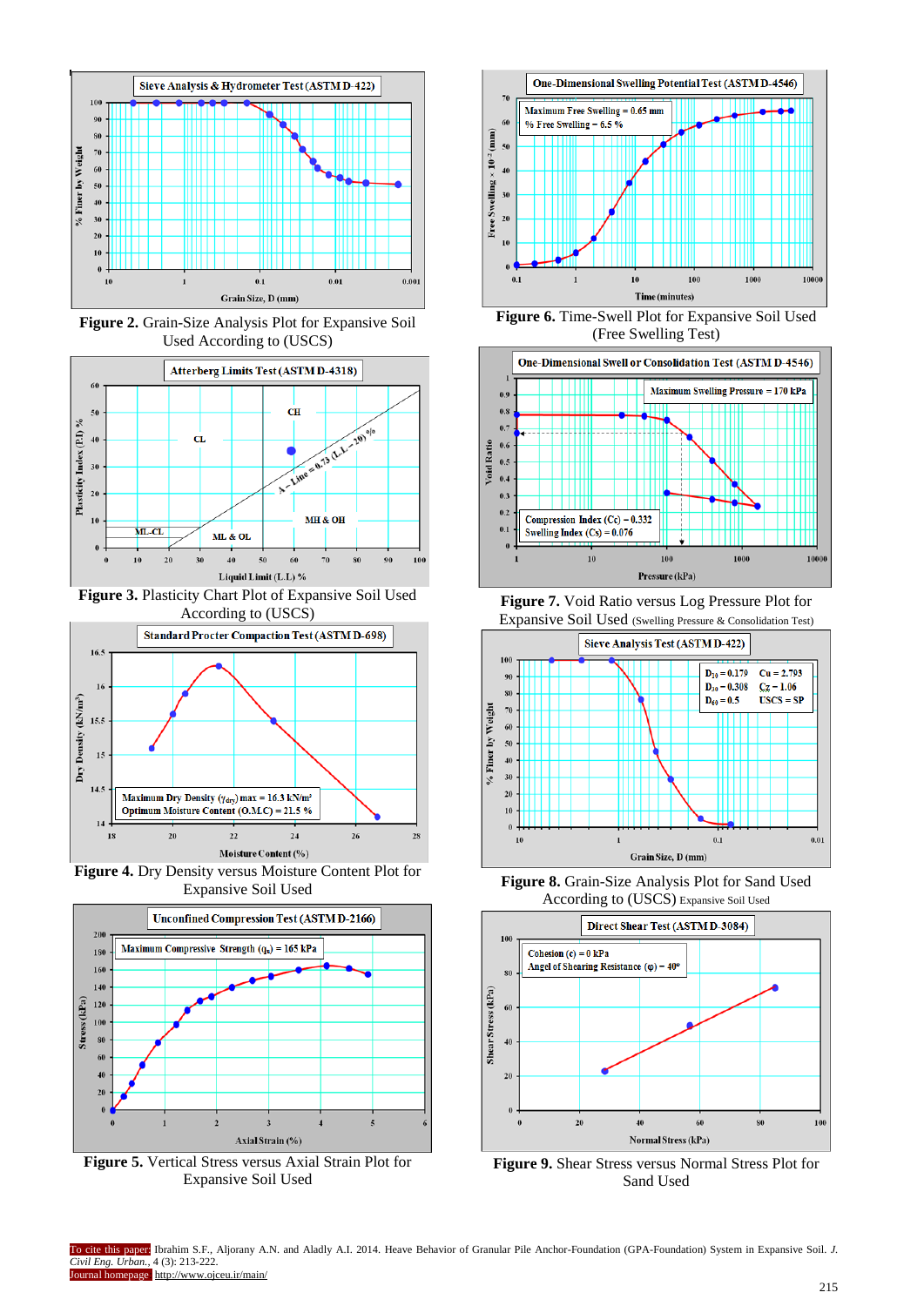**Figure 2.** Grain-Size Analysis Plot for Expansive Soil Used According to (USCS)

**Figure 3.** Plasticity Chart Plot of Expansive Soil Used According to (USCS)

**Figure 4.** Dry Density versus Moisture Content Plot for Expansive Soil Used

**Figure 5.** Vertical Stress versus Axial Strain Plot for Expansive Soil Used

**Figure 6.** Time-Swell Plot for Expansive Soil Used (Free Swelling Test)

**Figure 7.** Void Ratio versus Log Pressure Plot for Expansive Soil Used (Swelling Pressure & Consolidation Test)

**Figure 8.** Grain-Size Analysis Plot for Sand Used According to (USCS) Expansive Soil Used

**Figure 9.** Shear Stress versus Normal Stress Plot for Sand Used

To cite this paper: Ibrahim S.F., Aljorany A.N. and Aladly A.I. 2014. Heave Behavior of Granular Pile Anchor-Foundation (GPA-Foundation) System in Expansive Soil. *J. Civil Eng. Urban.*, 4 (3): 213-222.
Journal homepage: http://www.ojceu.ir/main/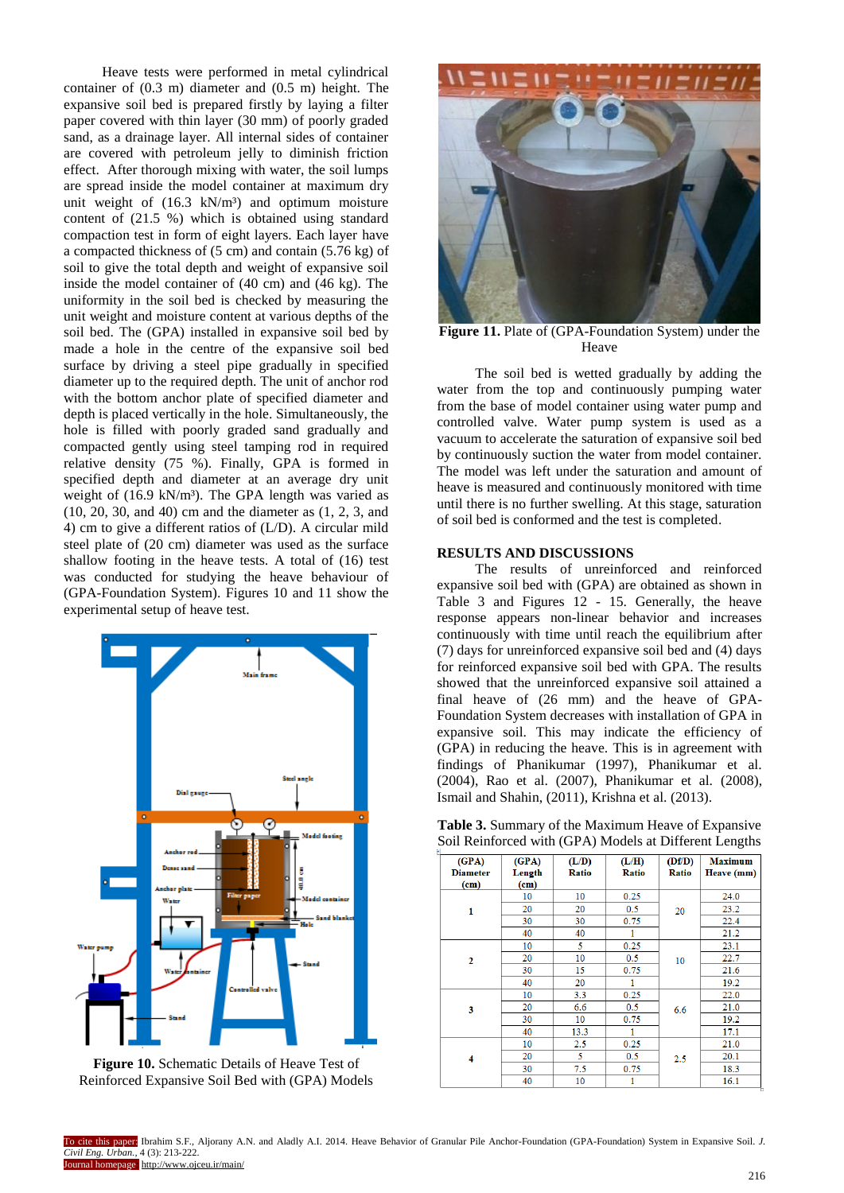Heave tests were performed in metal cylindrical container of (0.3 m) diameter and (0.5 m) height. The expansive soil bed is prepared firstly by laying a filter paper covered with thin layer of (30 mm) of poorly graded sand, as a drainage layer. All internal sides of container are covered with petroleum jelly to diminish friction effect. After thorough mixing with water, the soil lumps are spread inside the model container at maximum dry unit weight of (16.3 kN/m³) and optimum moisture content of (21.5 %) which is obtained using standard compaction test in form of eight layers. Each layer have a compacted thickness of (5 cm) and contain (5.76 kg) of soil to give the total depth and weight of expansive soil inside the model container of (40 cm) and (46 kg). The uniformity in the soil bed is checked by measuring the unit weight and moisture content at various depths of the soil bed. The (GPA) installed in expansive soil bed by made a hole in the centre of the expansive soil bed surface by driving a steel pipe gradually in specified diameter up to the required depth. The unit of anchor rod with the bottom anchor plate of specified diameter and depth is placed vertically in the hole. Simultaneously, the hole is filled with poorly graded sand gradually and compacted gently using steel tamping rod in required relative density (75 %). Finally, GPA is formed in specified depth and diameter at an average dry unit weight of (16.9 kN/m³). The GPA length was varied as (10, 20, 30, and 40) cm and the diameter as (1, 2, 3, and 4) cm to give a different ratios of (L/D). A circular mild steel plate of (20 cm) diameter was used as the surface shallow footing in the heave tests. A total of (16) test was conducted for studying the heave behaviour of (GPA-Foundation System). Figures 10 and 11 show the experimental setup of heave test.

**Figure 10.** Schematic Details of Heave Test of Reinforced Expansive Soil Bed with (GPA) Models

**Figure 11.** Plate of (GPA-Foundation System) under the Heave

The soil bed is wetted gradually by adding the water from the top and continuously pumping water from the base of model container using water pump and controlled valve. Water pump system is used as a vacuum to accelerate the saturation of expansive soil bed by continuously suction the water from model container. The model was left under the saturation and amount of heave is measured and continuously monitored with time until there is no further swelling. At this stage, saturation of soil bed is conformed and the test is completed.

## RESULTS AND DISCUSSIONS

The results of unreinforced and reinforced expansive soil bed with (GPA) are obtained as shown in Table 3 and Figures 12 - 15. Generally, the heave response appears non-linear behavior and increases continuously with time until reach the equilibrium after (7) days for unreinforced expansive soil bed and (4) days for reinforced expansive soil bed with GPA. The results showed that the unreinforced expansive soil attained a final heave of (26 mm) and the heave of GPA-Foundation System decreases with installation of GPA in expansive soil. This may indicate the efficiency of (GPA) in reducing the heave. This is in agreement with findings of Phanikumar (1997), Phanikumar et al. (2004), Rao et al. (2007), Phanikumar et al. (2008), Ismail and Shahin, (2011), Krishna et al. (2013).

**Table 3.** Summary of the Maximum Heave of Expansive Soil Reinforced with (GPA) Models at Different Lengths

| (GPA) Diameter (cm) | (GPA) Length (cm) | (L/D) Ratio | (L/H) Ratio | (Df/D) Ratio | Maximum Heave (mm) |
|---|---|---|---|---|---|
| 1 | 10 | 10 | 0.25 | 20 | 24.0 |
| | 20 | 20 | 0.5 | | 23.2 |
| | 30 | 30 | 0.75 | | 22.4 |
| | 40 | 40 | 1 | | 21.2 |
| 2 | 10 | 5 | 0.25 | 10 | 23.1 |
| | 20 | 10 | 0.5 | | 22.7 |
| | 30 | 15 | 0.75 | | 21.6 |
| | 40 | 20 | 1 | | 19.2 |
| 3 | 10 | 3.3 | 0.25 | 6.6 | 22.0 |
| | 20 | 6.6 | 0.5 | | 21.0 |
| | 30 | 10 | 0.75 | | 19.2 |
| | 40 | 13.3 | 1 | | 17.1 |
| 4 | 10 | 2.5 | 0.25 | 2.5 | 21.0 |
| | 20 | 5 | 0.5 | | 20.1 |
| | 30 | 7.5 | 0.75 | | 18.3 |
| | 40 | 10 | 1 | | 16.1 |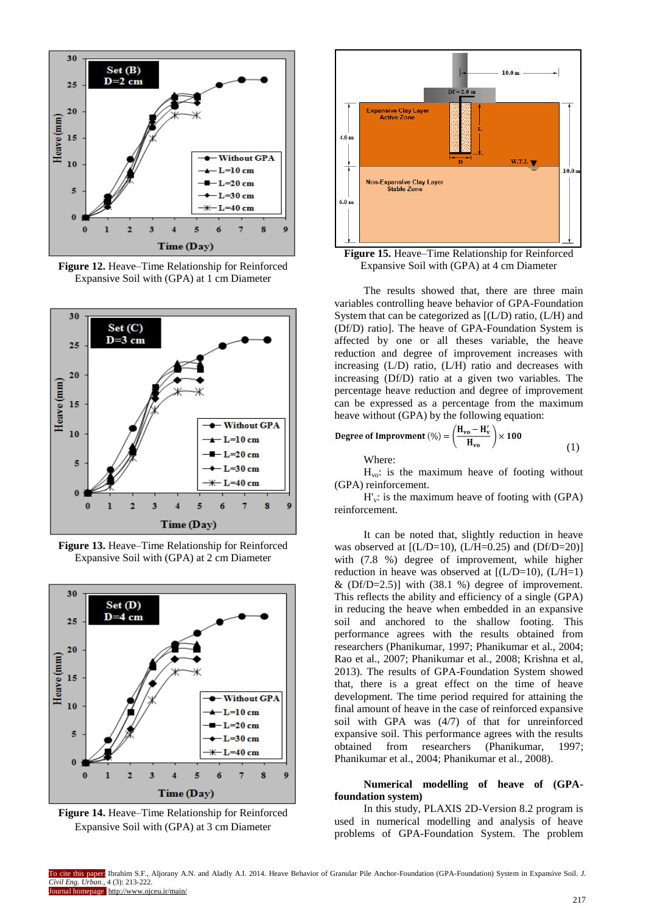Figure 12. Heave–Time Relationship for Reinforced Expansive Soil with (GPA) at 1 cm Diameter

Figure 13. Heave–Time Relationship for Reinforced Expansive Soil with (GPA) at 2 cm Diameter

Figure 14. Heave–Time Relationship for Reinforced Expansive Soil with (GPA) at 3 cm Diameter

Figure 15. Heave–Time Relationship for Reinforced Expansive Soil with (GPA) at 4 cm Diameter

The results showed that, there are three main variables controlling heave behavior of GPA-Foundation System that can be categorized as [(L/D) ratio, (L/H) and (Df/D) ratio]. The heave of GPA-Foundation System is affected by one or all theses variable, the heave reduction and degree of improvement increases with increasing (L/D) ratio, (L/H) ratio and decreases with increasing (Df/D) ratio at a given two variables. The percentage heave reduction and degree of improvement can be expressed as a percentage from the maximum heave without (GPA) by the following equation:

$$\text{Degree of Improvment } (\%) = \left(\frac{H_{vo} - H'_v}{H_{vo}}\right) \times 100 \quad (1)$$

Where:

$H_{vo}$: is the maximum heave of footing without (GPA) reinforcement.

$H'_v$: is the maximum heave of footing with (GPA) reinforcement.

It can be noted that, slightly reduction in heave was observed at [(L/D=10), (L/H=0.25) and (Df/D=20)] with (7.8 %) degree of improvement, while higher reduction in heave was observed at [(L/D=10), (L/H=1) & (Df/D=2.5)] with (38.1 %) degree of improvement. This reflects the ability and efficiency of a single (GPA) in reducing the heave when embedded in an expansive soil and anchored to the shallow footing. This performance agrees with the results obtained from researchers (Phanikumar, 1997; Phanikumar et al., 2004; Rao et al., 2007; Phanikumar et al., 2008; Krishna et al, 2013). The results of GPA-Foundation System showed that, there is a great effect on the time of heave development. The time period required for attaining the final amount of heave in the case of reinforced expansive soil with GPA was (4/7) of that for unreinforced expansive soil. This performance agrees with the results obtained from researchers (Phanikumar, 1997; Phanikumar et al., 2004; Phanikumar et al., 2008).

**Numerical modelling of heave of (GPA-foundation system)**

In this study, PLAXIS 2D-Version 8.2 program is used in numerical modelling and analysis of heave problems of GPA-Foundation System. The problem

To cite this paper: Ibrahim S.F., Aljorany A.N. and Aladly A.I. 2014. Heave Behavior of Granular Pile Anchor-Foundation (GPA-Foundation) System in Expansive Soil. *J. Civil Eng. Urban.*, 4 (3): 213-222.

Journal homepage: http://www.ojceu.ir/main/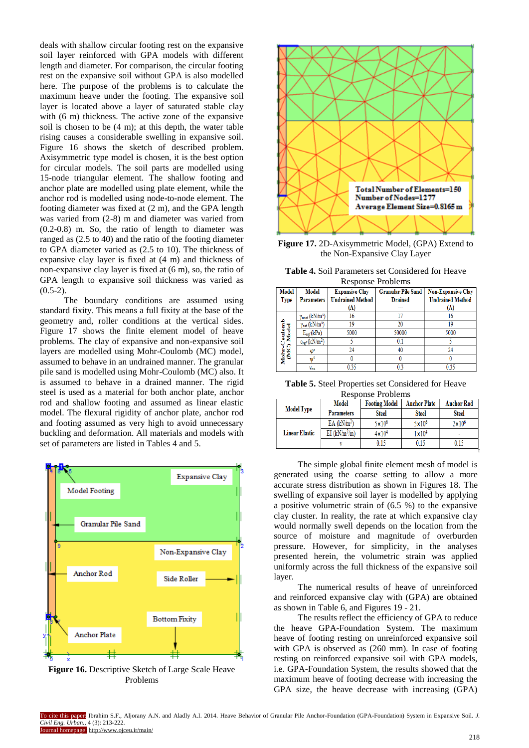deals with shallow circular footing rest on the expansive soil layer reinforced with GPA models with different length and diameter. For comparison, the circular footing rest on the expansive soil without GPA is also modelled here. The purpose of the problems is to calculate the maximum heave under the footing. The expansive soil layer is located above a layer of saturated stable clay with (6 m) thickness. The active zone of the expansive soil is chosen to be (4 m); at this depth, the water table rising causes a considerable swelling in expansive soil. Figure 16 shows the sketch of described problem. Axisymmetric type model is chosen, it is the best option for circular models. The soil parts are modelled using 15-node triangular element. The shallow footing and anchor plate are modelled using plate element, while the anchor rod is modelled using node-to-node element. The footing diameter was fixed at (2 m), and the GPA length was varied from (2-8) m and diameter was varied from (0.2-0.8) m. So, the ratio of length to diameter was ranged as (2.5 to 40) and the ratio of the footing diameter to GPA diameter varied as (2.5 to 10). The thickness of expansive clay layer is fixed at (4 m) and thickness of non-expansive clay layer is fixed at (6 m), so, the ratio of GPA length to expansive soil thickness was varied as (0.5-2).

The boundary conditions are assumed using standard fixity. This means a full fixity at the base of the geometry and, roller conditions at the vertical sides. Figure 17 shows the finite element model of heave problems. The clay of expansive and non-expansive soil layers are modelled using Mohr-Coulomb (MC) model, assumed to behave in an undrained manner. The granular pile sand is modelled using Mohr-Coulomb (MC) also. It is assumed to behave in a drained manner. The rigid steel is used as a material for both anchor plate, anchor rod and shallow footing and assumed as linear elastic model. The flexural rigidity of anchor plate, anchor rod and footing assumed as very high to avoid unnecessary buckling and deformation. All materials and models with set of parameters are listed in Tables 4 and 5.

**Figure 16.** Descriptive Sketch of Large Scale Heave Problems

**Figure 17.** 2D-Axisymmetric Model, (GPA) Extend to the Non-Expansive Clay Layer

**Table 4.** Soil Parameters set Considered for Heave Response Problems

| Model Type | Model Parameters | Expansive Clay Undrained Method (A) | Granular Pile Sand Drained --- | Non-Expansive Clay Undrained Method (A) |
|---|---|---|---|---|
| Mohr-Coulomb (MC) Model | $\gamma_{unsat}$ (kN/m³) | 16 | 17 | 16 |
| | $\gamma_{sat}$ (kN/m³) | 19 | 20 | 19 |
| | $E_{ref}$ (kPa) | 5000 | 50000 | 5000 |
| | $c_{ref}$ (kN/m²) | 5 | 0.1 | 5 |
| | $\varphi°$ | 24 | 40 | 24 |
| | $\psi°$ | 0 | 0 | 0 |
| | $\nu_{nu}$ | 0.35 | 0.3 | 0.35 |

**Table 5.** Steel Properties set Considered for Heave Response Problems

| Model Type | Model Parameters | Footing Model Steel | Anchor Plate Steel | Anchor Rod Steel |
|---|---|---|---|---|
| Linear Elastic | EA (kN/m²) | $5\times10^6$ | $5\times10^6$ | $2\times10^6$ |
| | EI (kN/m²/m) | $4\times10^4$ | $1\times10^4$ | - |
| | $\nu$ | 0.15 | 0.15 | 0.15 |

The simple global finite element mesh of model is generated using the coarse setting to allow a more accurate stress distribution as shown in Figures 18. The swelling of expansive soil layer is modelled by applying a positive volumetric strain of (6.5 %) to the expansive clay cluster. In reality, the rate at which expansive clay would normally swell depends on the location from the source of moisture and magnitude of overburden pressure. However, for simplicity, in the analyses presented herein, the volumetric strain was applied uniformly across the full thickness of the expansive soil layer.

The numerical results of heave of unreinforced and reinforced expansive clay with (GPA) are obtained as shown in Table 6, and Figures 19 - 21.

The results reflect the efficiency of GPA to reduce the heave GPA-Foundation System. The maximum heave of footing resting on unreinforced expansive soil with GPA is observed as (260 mm). In case of footing resting on reinforced expansive soil with GPA models, i.e. GPA-Foundation System, the results showed that the maximum heave of footing decrease with increasing the GPA size, the heave decrease with increasing (GPA)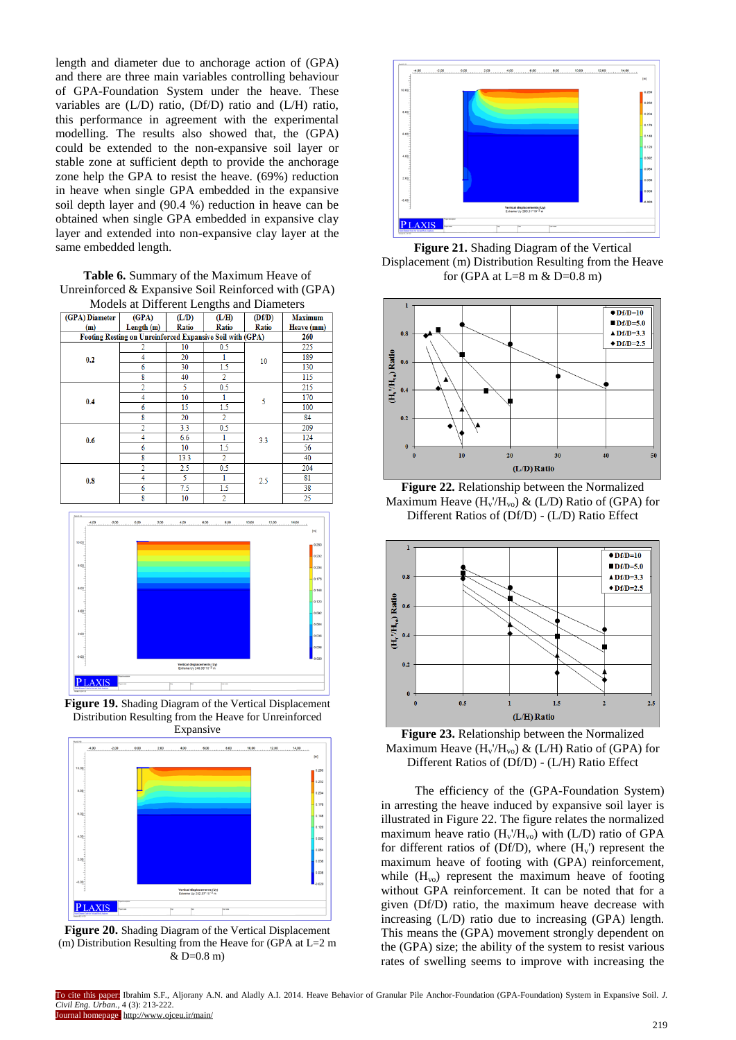length and diameter due to anchorage action of (GPA) and there are three main variables controlling behaviour of GPA-Foundation System under the heave. These variables are (L/D) ratio, (Df/D) ratio and (L/H) ratio, this performance in agreement with the experimental modelling. The results also showed that, the (GPA) could be extended to the non-expansive soil layer or stable zone at sufficient depth to provide the anchorage zone help the GPA to resist the heave. (69%) reduction in heave when single GPA embedded in the expansive soil depth layer and (90.4 %) reduction in heave can be obtained when single GPA embedded in expansive clay layer and extended into non-expansive clay layer at the same embedded length.

**Table 6.** Summary of the Maximum Heave of Unreinforced & Expansive Soil Reinforced with (GPA) Models at Different Lengths and Diameters

| (GPA) Diameter (m) | (GPA) Length (m) | (L/D) Ratio | (L/H) Ratio | (Df/D) Ratio | Maximum Heave (mm) |
|---|---|---|---|---|---|
| Footing Resting on Unreinforced Expansive Soil with (GPA) | | | | | 260 |
| 0.2 | 2 | 10 | 0.5 | 10 | 225 |
| | 4 | 20 | 1 | | 189 |
| | 6 | 30 | 1.5 | | 130 |
| | 8 | 40 | 2 | | 115 |
| 0.4 | 2 | 5 | 0.5 | 5 | 215 |
| | 4 | 10 | 1 | | 170 |
| | 6 | 15 | 1.5 | | 100 |
| | 8 | 20 | 2 | | 84 |
| 0.6 | 2 | 3.3 | 0.5 | 3.3 | 209 |
| | 4 | 6.6 | 1 | | 124 |
| | 6 | 10 | 1.5 | | 56 |
| | 8 | 13.3 | 2 | | 40 |
| 0.8 | 2 | 2.5 | 0.5 | 2.5 | 204 |
| | 4 | 5 | 1 | | 81 |
| | 6 | 7.5 | 1.5 | | 38 |
| | 8 | 10 | 2 | | 25 |

**Figure 19.** Shading Diagram of the Vertical Displacement Distribution Resulting from the Heave for Unreinforced Expansive

**Figure 20.** Shading Diagram of the Vertical Displacement (m) Distribution Resulting from the Heave for (GPA at L=2 m & D=0.8 m)

**Figure 21.** Shading Diagram of the Vertical Displacement (m) Distribution Resulting from the Heave for (GPA at L=8 m & D=0.8 m)

**Figure 22.** Relationship between the Normalized Maximum Heave ($H_v'/H_{vo}$) & (L/D) Ratio of (GPA) for Different Ratios of (Df/D) - (L/D) Ratio Effect

**Figure 23.** Relationship between the Normalized Maximum Heave ($H_v'/H_{vo}$) & (L/H) Ratio of (GPA) for Different Ratios of (Df/D) - (L/H) Ratio Effect

The efficiency of the (GPA-Foundation System) in arresting the heave induced by expansive soil layer is illustrated in Figure 22. The figure relates the normalized maximum heave ratio ($H_v'/H_{vo}$) with (L/D) ratio of GPA for different ratios of (Df/D), where ($H_v'$) represent the maximum heave of footing with (GPA) reinforcement, while ($H_{vo}$) represent the maximum heave of footing without GPA reinforcement. It can be noted that for a given (Df/D) ratio, the maximum heave decrease with increasing (L/D) ratio due to increasing (GPA) length. This means the (GPA) movement strongly dependent on the (GPA) size; the ability of the system to resist various rates of swelling seems to improve with increasing the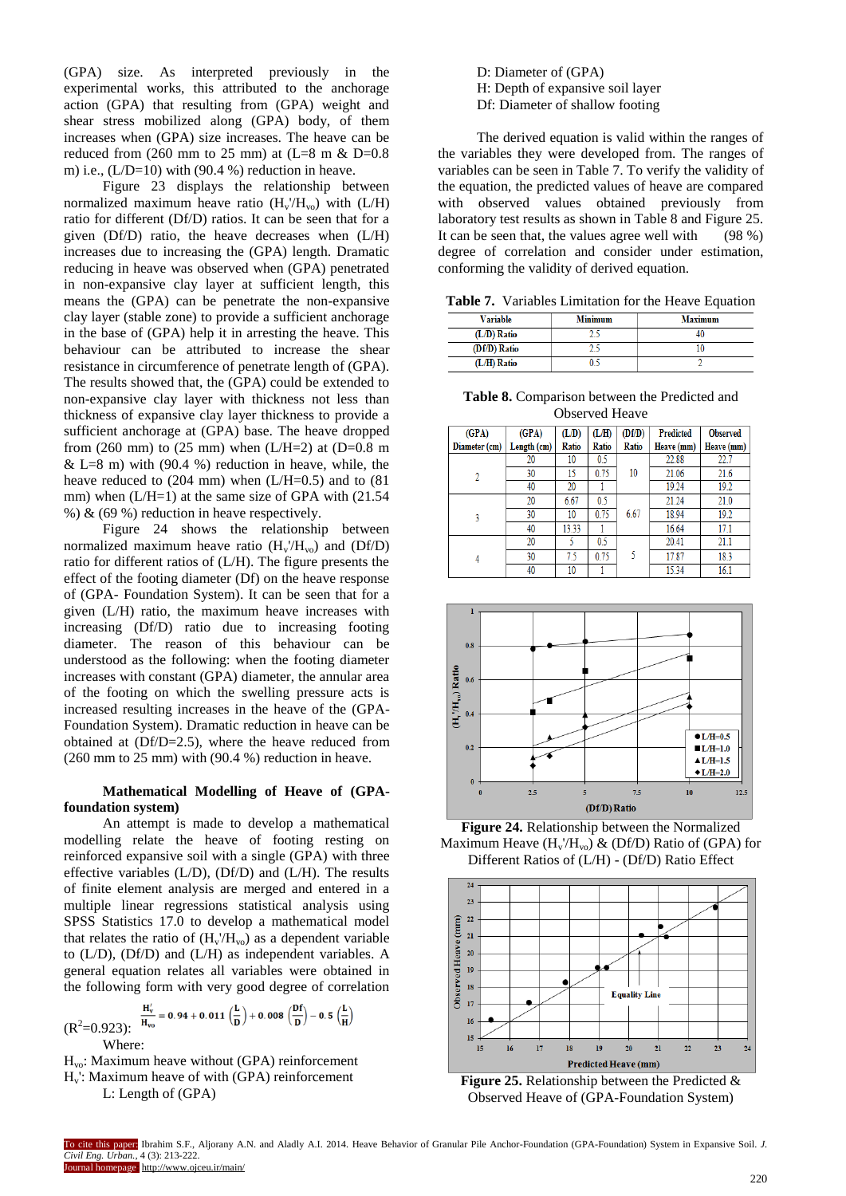(GPA) size. As interpreted previously in the experimental works, this attributed to the anchorage action (GPA) that resulting from (GPA) weight and shear stress mobilized along (GPA) body, of them increases when (GPA) size increases. The heave can be reduced from (260 mm to 25 mm) at (L=8 m & D=0.8 m) i.e., (L/D=10) with (90.4 %) reduction in heave.

Figure 23 displays the relationship between normalized maximum heave ratio ($H_v'/H_{vo}$) with (L/H) ratio for different (Df/D) ratios. It can be seen that for a given (Df/D) ratio, the heave decreases when (L/H) increases due to increasing the (GPA) length. Dramatic reducing in heave was observed when (GPA) penetrated in non-expansive clay layer at sufficient length, this means the (GPA) can be penetrate the non-expansive clay layer (stable zone) to provide a sufficient anchorage in the base of (GPA) help it in arresting the heave. This behaviour can be attributed to increase the shear resistance in circumference of penetrate length of (GPA). The results showed that, the (GPA) could be extended to non-expansive clay layer with thickness not less than thickness of expansive clay layer thickness to provide a sufficient anchorage at (GPA) base. The heave dropped from (260 mm) to (25 mm) when (L/H=2) at (D=0.8 m & L=8 m) with (90.4 %) reduction in heave, while, the heave reduced to (204 mm) when (L/H=0.5) and to (81 mm) when (L/H=1) at the same size of GPA with (21.54 %) & (69 %) reduction in heave respectively.

Figure 24 shows the relationship between normalized maximum heave ratio ($H_v'/H_{vo}$) and (Df/D) ratio for different ratios of (L/H). The figure presents the effect of the footing diameter (Df) on the heave response of (GPA- Foundation System). It can be seen that for a given (L/H) ratio, the maximum heave increases with increasing (Df/D) ratio due to increasing footing diameter. The reason of this behaviour can be understood as the following: when the footing diameter increases with constant (GPA) diameter, the annular area of the footing on which the swelling pressure acts is increased resulting increases in the heave of the (GPA-Foundation System). Dramatic reduction in heave can be obtained at (Df/D=2.5), where the heave reduced from (260 mm to 25 mm) with (90.4 %) reduction in heave.

## Mathematical Modelling of Heave of (GPA-foundation system)

An attempt is made to develop a mathematical modelling relate the heave of footing resting on reinforced expansive soil with a single (GPA) with three effective variables (L/D), (Df/D) and (L/H). The results of finite element analysis are merged and entered in a multiple linear regressions statistical analysis using SPSS Statistics 17.0 to develop a mathematical model that relates the ratio of ($H_v'/H_{vo}$) as a dependent variable to (L/D), (Df/D) and (L/H) as independent variables. A general equation relates all variables were obtained in the following form with very good degree of correlation ($R^2$=0.923):

$$\frac{H_v'}{H_{vo}} = 0.94 + 0.011\left(\frac{L}{D}\right) + 0.008\left(\frac{Df}{D}\right) - 0.5\left(\frac{L}{H}\right)$$

Where:

$H_{vo}$: Maximum heave without (GPA) reinforcement
$H_v'$: Maximum heave of with (GPA) reinforcement
L: Length of (GPA)
D: Diameter of (GPA)
H: Depth of expansive soil layer
Df: Diameter of shallow footing

The derived equation is valid within the ranges of the variables they were developed from. The ranges of variables can be seen in Table 7. To verify the validity of the equation, the predicted values of heave are compared with observed values obtained previously from laboratory test results as shown in Table 8 and Figure 25. It can be seen that, the values agree well with (98 %) degree of correlation and consider under estimation, conforming the validity of derived equation.

**Table 7.** Variables Limitation for the Heave Equation

| Variable | Minimum | Maximum |
|---|---|---|
| (L/D) Ratio | 2.5 | 40 |
| (Df/D) Ratio | 2.5 | 10 |
| (L/H) Ratio | 0.5 | 2 |

**Table 8.** Comparison between the Predicted and Observed Heave

| (GPA) Diameter (cm) | (GPA) Length (cm) | (L/D) Ratio | (L/H) Ratio | (Df/D) Ratio | Predicted Heave (mm) | Observed Heave (mm) |
|---|---|---|---|---|---|---|
| 2 | 20 | 10 | 0.5 | 10 | 22.88 | 22.7 |
| | 30 | 15 | 0.75 | | 21.06 | 21.6 |
| | 40 | 20 | 1 | | 19.24 | 19.2 |
| 3 | 20 | 6.67 | 0.5 | 6.67 | 21.24 | 21.0 |
| | 30 | 10 | 0.75 | | 18.94 | 19.2 |
| | 40 | 13.33 | 1 | | 16.64 | 17.1 |
| 4 | 20 | 5 | 0.5 | 5 | 20.41 | 21.1 |
| | 30 | 7.5 | 0.75 | | 17.87 | 18.3 |
| | 40 | 10 | 1 | | 15.34 | 16.1 |

**Figure 24.** Relationship between the Normalized Maximum Heave ($H_v'/H_{vo}$) & (Df/D) Ratio of (GPA) for Different Ratios of (L/H) - (Df/D) Ratio Effect

**Figure 25.** Relationship between the Predicted & Observed Heave of (GPA-Foundation System)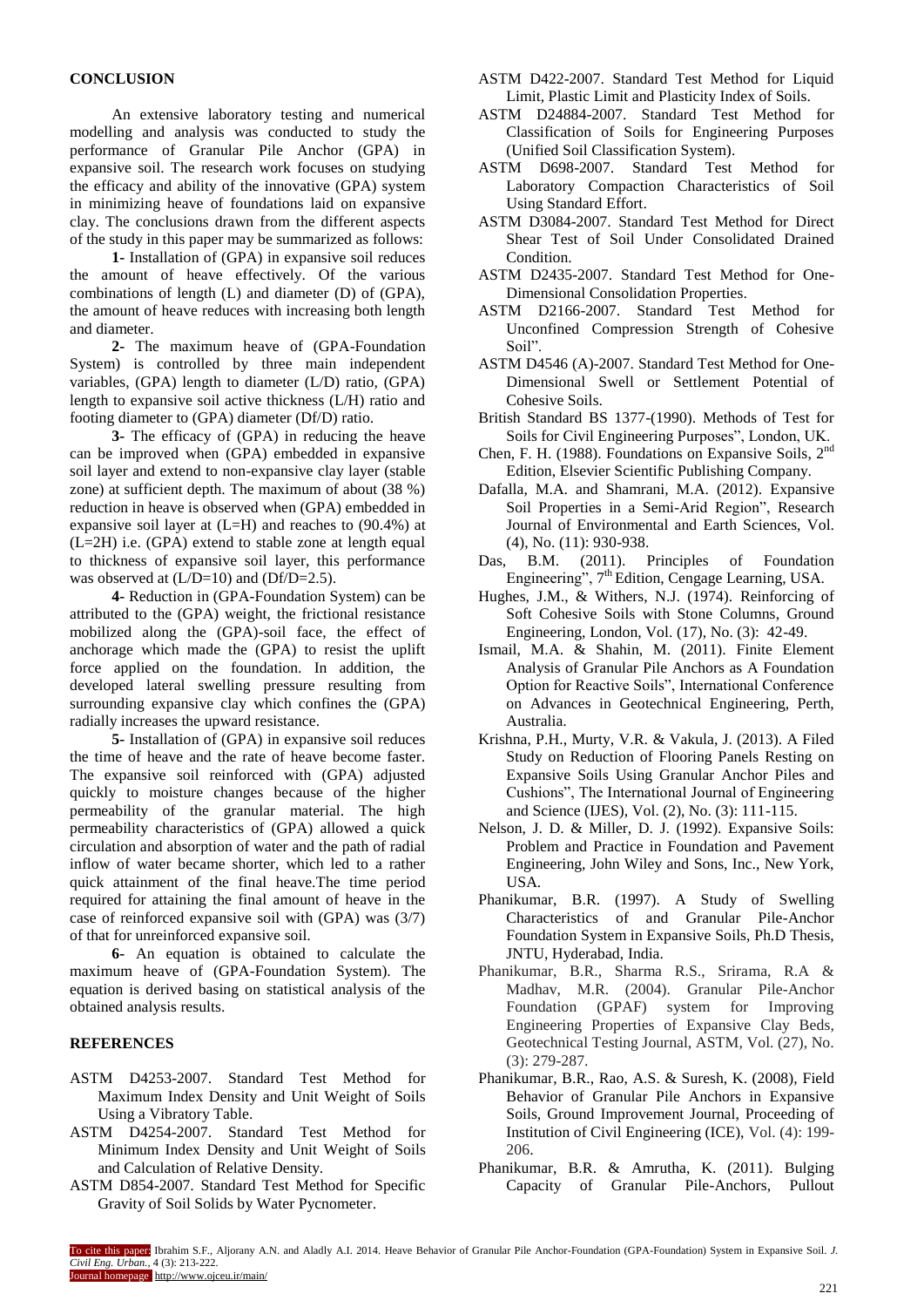## CONCLUSION

An extensive laboratory testing and numerical modelling and analysis was conducted to study the performance of Granular Pile Anchor (GPA) in expansive soil. The research work focuses on studying the efficacy and ability of the innovative (GPA) system in minimizing heave of foundations laid on expansive clay. The conclusions drawn from the different aspects of the study in this paper may be summarized as follows:

**1-** Installation of (GPA) in expansive soil reduces the amount of heave effectively. Of the various combinations of length (L) and diameter (D) of (GPA), the amount of heave reduces with increasing both length and diameter.

**2-** The maximum heave of (GPA-Foundation System) is controlled by three main independent variables, (GPA) length to diameter (L/D) ratio, (GPA) length to expansive soil active thickness (L/H) ratio and footing diameter to (GPA) diameter (Df/D) ratio.

**3-** The efficacy of (GPA) in reducing the heave can be improved when (GPA) embedded in expansive soil layer and extend to non-expansive clay layer (stable zone) at sufficient depth. The maximum of about (38 %) reduction in heave is observed when (GPA) embedded in expansive soil layer at (L=H) and reaches to (90.4%) at (L=2H) i.e. (GPA) extend to stable zone at length equal to thickness of expansive soil layer, this performance was observed at (L/D=10) and (Df/D=2.5).

**4-** Reduction in (GPA-Foundation System) can be attributed to the (GPA) weight, the frictional resistance mobilized along the (GPA)-soil face, the effect of anchorage which made the (GPA) to resist the uplift force applied on the foundation. In addition, the developed lateral swelling pressure resulting from surrounding expansive clay which confines the (GPA) radially increases the upward resistance.

**5-** Installation of (GPA) in expansive soil reduces the time of heave and the rate of heave become faster. The expansive soil reinforced with (GPA) adjusted quickly to moisture changes because of the higher permeability of the granular material. The high permeability characteristics of (GPA) allowed a quick circulation and absorption of water and the path of radial inflow of water became shorter, which led to a rather quick attainment of the final heave.The time period required for attaining the final amount of heave in the case of reinforced expansive soil with (GPA) was (3/7) of that for unreinforced expansive soil.

**6-** An equation is obtained to calculate the maximum heave of (GPA-Foundation System). The equation is derived basing on statistical analysis of the obtained analysis results.

## REFERENCES

ASTM D4253-2007. Standard Test Method for Maximum Index Density and Unit Weight of Soils Using a Vibratory Table.

ASTM D4254-2007. Standard Test Method for Minimum Index Density and Unit Weight of Soils and Calculation of Relative Density.

ASTM D854-2007. Standard Test Method for Specific Gravity of Soil Solids by Water Pycnometer.

ASTM D422-2007. Standard Test Method for Liquid Limit, Plastic Limit and Plasticity Index of Soils.

ASTM D24884-2007. Standard Test Method for Classification of Soils for Engineering Purposes (Unified Soil Classification System).

ASTM D698-2007. Standard Test Method for Laboratory Compaction Characteristics of Soil Using Standard Effort.

ASTM D3084-2007. Standard Test Method for Direct Shear Test of Soil Under Consolidated Drained Condition.

ASTM D2435-2007. Standard Test Method for One-Dimensional Consolidation Properties.

ASTM D2166-2007. Standard Test Method for Unconfined Compression Strength of Cohesive Soil".

ASTM D4546 (A)-2007. Standard Test Method for One-Dimensional Swell or Settlement Potential of Cohesive Soils.

British Standard BS 1377-(1990). Methods of Test for Soils for Civil Engineering Purposes", London, UK.

Chen, F. H. (1988). Foundations on Expansive Soils, 2nd Edition, Elsevier Scientific Publishing Company.

Dafalla, M.A. and Shamrani, M.A. (2012). Expansive Soil Properties in a Semi-Arid Region", Research Journal of Environmental and Earth Sciences, Vol. (4), No. (11): 930-938.

Das, B.M. (2011). Principles of Foundation Engineering", 7th Edition, Cengage Learning, USA.

Hughes, J.M., & Withers, N.J. (1974). Reinforcing of Soft Cohesive Soils with Stone Columns, Ground Engineering, London, Vol. (17), No. (3): 42-49.

Ismail, M.A. & Shahin, M. (2011). Finite Element Analysis of Granular Pile Anchors as A Foundation Option for Reactive Soils", International Conference on Advances in Geotechnical Engineering, Perth, Australia.

Krishna, P.H., Murty, V.R. & Vakula, J. (2013). A Filed Study on Reduction of Flooring Panels Resting on Expansive Soils Using Granular Anchor Piles and Cushions", The International Journal of Engineering and Science (IJES), Vol. (2), No. (3): 111-115.

Nelson, J. D. & Miller, D. J. (1992). Expansive Soils: Problem and Practice in Foundation and Pavement Engineering, John Wiley and Sons, Inc., New York, USA.

Phanikumar, B.R. (1997). A Study of Swelling Characteristics of and Granular Pile-Anchor Foundation System in Expansive Soils, Ph.D Thesis, JNTU, Hyderabad, India.

Phanikumar, B.R., Sharma R.S., Srirama, R.A & Madhav, M.R. (2004). Granular Pile-Anchor Foundation (GPAF) system for Improving Engineering Properties of Expansive Clay Beds, Geotechnical Testing Journal, ASTM, Vol. (27), No. (3): 279-287.

Phanikumar, B.R., Rao, A.S. & Suresh, K. (2008), Field Behavior of Granular Pile Anchors in Expansive Soils, Ground Improvement Journal, Proceeding of Institution of Civil Engineering (ICE), Vol. (4): 199-206.

Phanikumar, B.R. & Amrutha, K. (2011). Bulging Capacity of Granular Pile-Anchors, Pullout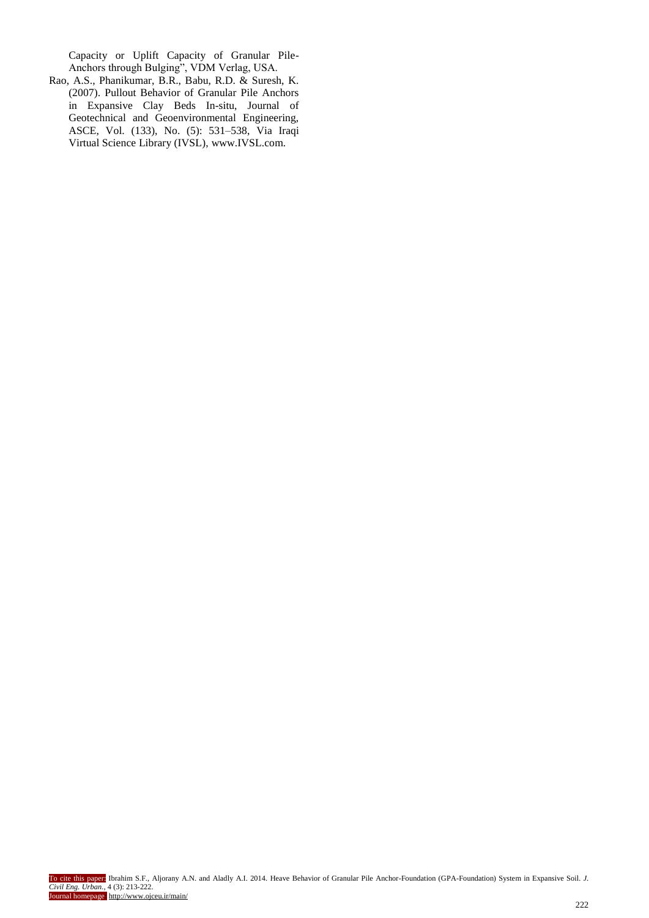Capacity or Uplift Capacity of Granular Pile-Anchors through Bulging", VDM Verlag, USA.

Rao, A.S., Phanikumar, B.R., Babu, R.D. & Suresh, K. (2007). Pullout Behavior of Granular Pile Anchors in Expansive Clay Beds In-situ, Journal of Geotechnical and Geoenvironmental Engineering, ASCE, Vol. (133), No. (5): 531–538, Via Iraqi Virtual Science Library (IVSL), www.IVSL.com.